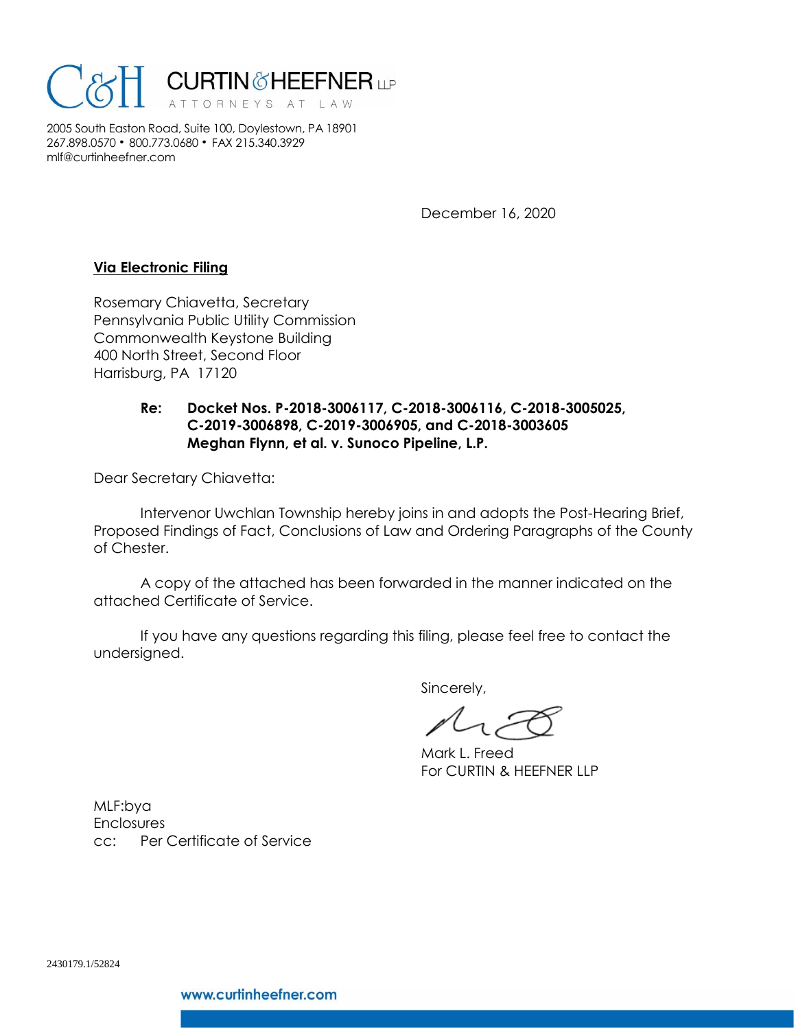# CURTIN & HEEFNER LLP

ATTORNEYS AT LAW

2005 South Easton Road, Suite 100, Doylestown, PA 18901
267.898.0570 • 800.773.0680 • FAX 215.340.3929
mlf@curtinheefner.com

December 16, 2020

**Via Electronic Filing**

Rosemary Chiavetta, Secretary
Pennsylvania Public Utility Commission
Commonwealth Keystone Building
400 North Street, Second Floor
Harrisburg, PA 17120

**Re: Docket Nos. P-2018-3006117, C-2018-3006116, C-2018-3005025, C-2019-3006898, C-2019-3006905, and C-2018-3003605**
**Meghan Flynn, et al. v. Sunoco Pipeline, L.P.**

Dear Secretary Chiavetta:

Intervenor Uwchlan Township hereby joins in and adopts the Post-Hearing Brief, Proposed Findings of Fact, Conclusions of Law and Ordering Paragraphs of the County of Chester.

A copy of the attached has been forwarded in the manner indicated on the attached Certificate of Service.

If you have any questions regarding this filing, please feel free to contact the undersigned.

Sincerely,

Mark L. Freed
For CURTIN & HEEFNER LLP

MLF:bya
Enclosures
cc: Per Certificate of Service

2430179.1/52824

www.curtinheefner.com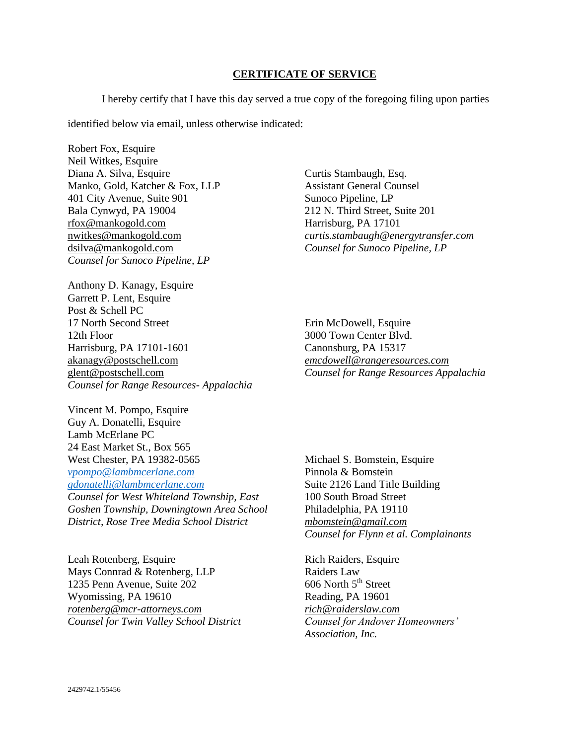## CERTIFICATE OF SERVICE

I hereby certify that I have this day served a true copy of the foregoing filing upon parties identified below via email, unless otherwise indicated:

Robert Fox, Esquire
Neil Witkes, Esquire
Diana A. Silva, Esquire
Manko, Gold, Katcher & Fox, LLP
401 City Avenue, Suite 901
Bala Cynwyd, PA 19004
rfox@mankogold.com
nwitkes@mankogold.com
dsilva@mankogold.com
*Counsel for Sunoco Pipeline, LP*

Curtis Stambaugh, Esq.
Assistant General Counsel
Sunoco Pipeline, LP
212 N. Third Street, Suite 201
Harrisburg, PA 17101
*curtis.stambaugh@energytransfer.com*
*Counsel for Sunoco Pipeline, LP*

Anthony D. Kanagy, Esquire
Garrett P. Lent, Esquire
Post & Schell PC
17 North Second Street
12th Floor
Harrisburg, PA 17101-1601
akanagy@postschell.com
glent@postschell.com
*Counsel for Range Resources- Appalachia*

Erin McDowell, Esquire
3000 Town Center Blvd.
Canonsburg, PA 15317
*emcdowell@rangeresources.com*
*Counsel for Range Resources Appalachia*

Vincent M. Pompo, Esquire
Guy A. Donatelli, Esquire
Lamb McErlane PC
24 East Market St., Box 565
West Chester, PA 19382-0565
*vpompo@lambmcerlane.com*
*gdonatelli@lambmcerlane.com*
*Counsel for West Whiteland Township, East Goshen Township, Downingtown Area School District, Rose Tree Media School District*

Michael S. Bomstein, Esquire
Pinnola & Bomstein
Suite 2126 Land Title Building
100 South Broad Street
Philadelphia, PA 19110
*mbomstein@gmail.com*
*Counsel for Flynn et al. Complainants*

Leah Rotenberg, Esquire
Mays Connrad & Rotenberg, LLP
1235 Penn Avenue, Suite 202
Wyomissing, PA 19610
*rotenberg@mcr-attorneys.com*
*Counsel for Twin Valley School District*

Rich Raiders, Esquire
Raiders Law
606 North 5th Street
Reading, PA 19601
*rich@raiderslaw.com*
*Counsel for Andover Homeowners' Association, Inc.*

2429742.1/55456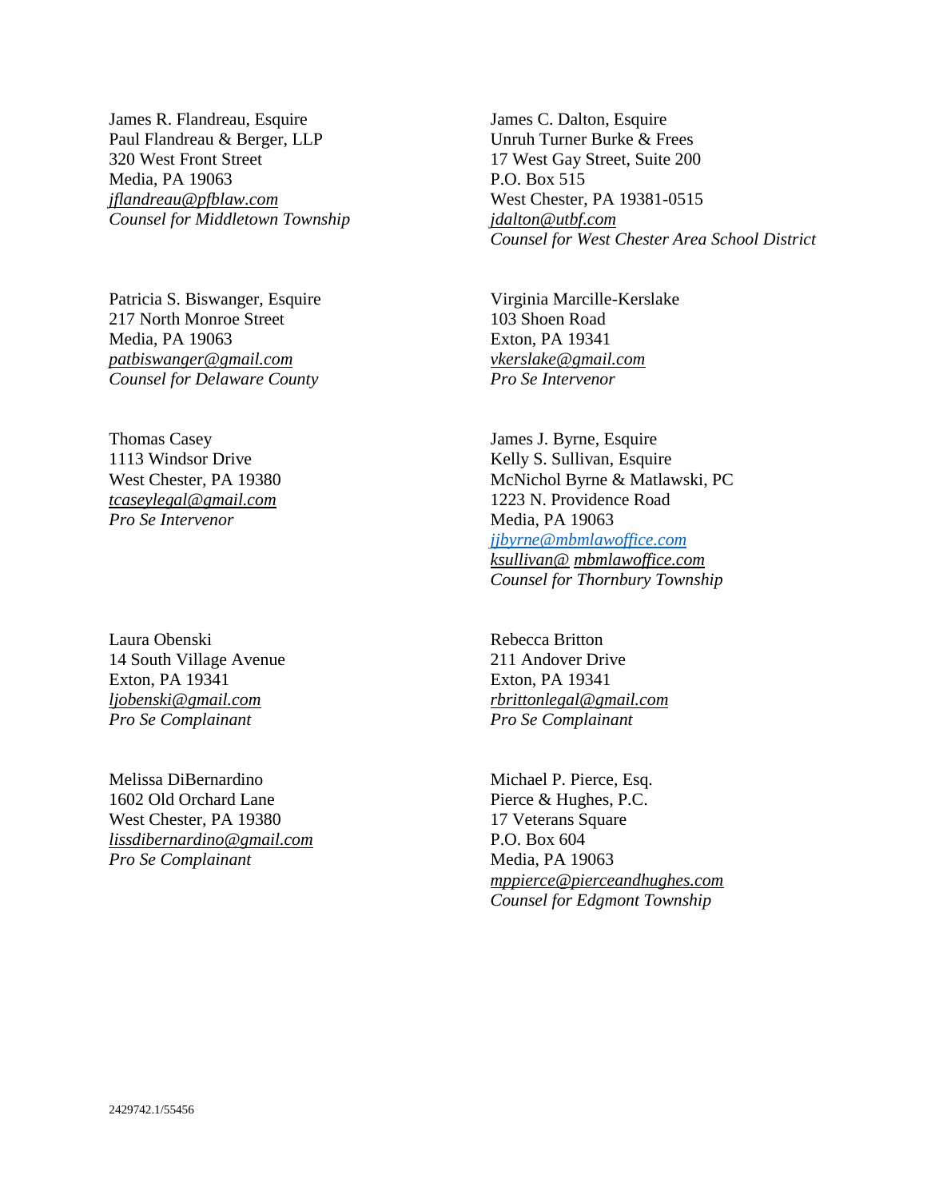James R. Flandreau, Esquire
Paul Flandreau & Berger, LLP
320 West Front Street
Media, PA 19063
jflandreau@pfblaw.com
*Counsel for Middletown Township*

James C. Dalton, Esquire
Unruh Turner Burke & Frees
17 West Gay Street, Suite 200
P.O. Box 515
West Chester, PA 19381-0515
jdalton@utbf.com
*Counsel for West Chester Area School District*

Patricia S. Biswanger, Esquire
217 North Monroe Street
Media, PA 19063
patbiswanger@gmail.com
*Counsel for Delaware County*

Virginia Marcille-Kerslake
103 Shoen Road
Exton, PA 19341
vkerslake@gmail.com
*Pro Se Intervenor*

Thomas Casey
1113 Windsor Drive
West Chester, PA 19380
tcaseylegal@gmail.com
*Pro Se Intervenor*

James J. Byrne, Esquire
Kelly S. Sullivan, Esquire
McNichol Byrne & Matlawski, PC
1223 N. Providence Road
Media, PA 19063
jjbyrne@mbmlawoffice.com
ksullivan@ mbmlawoffice.com
*Counsel for Thornbury Township*

Laura Obenski
14 South Village Avenue
Exton, PA 19341
ljobenski@gmail.com
*Pro Se Complainant*

Rebecca Britton
211 Andover Drive
Exton, PA 19341
rbrittonlegal@gmail.com
*Pro Se Complainant*

Melissa DiBernardino
1602 Old Orchard Lane
West Chester, PA 19380
lissdibernardino@gmail.com
*Pro Se Complainant*

Michael P. Pierce, Esq.
Pierce & Hughes, P.C.
17 Veterans Square
P.O. Box 604
Media, PA 19063
mppierce@pierceandhughes.com
*Counsel for Edgmont Township*

2429742.1/55456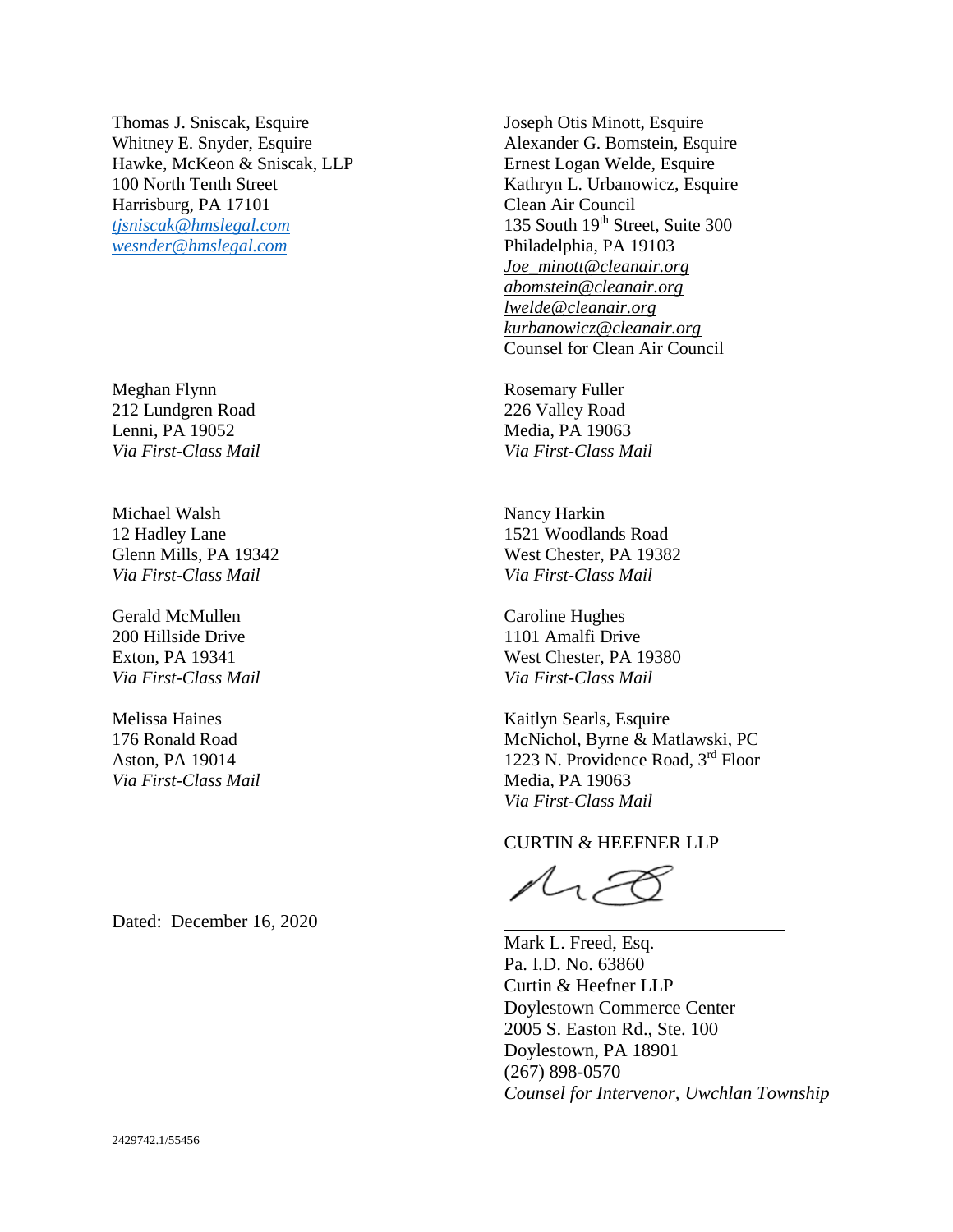Thomas J. Sniscak, Esquire
Whitney E. Snyder, Esquire
Hawke, McKeon & Sniscak, LLP
100 North Tenth Street
Harrisburg, PA 17101
tjsniscak@hmslegal.com
wesnder@hmslegal.com

Joseph Otis Minott, Esquire
Alexander G. Bomstein, Esquire
Ernest Logan Welde, Esquire
Kathryn L. Urbanowicz, Esquire
Clean Air Council
135 South 19th Street, Suite 300
Philadelphia, PA 19103
*Joe_minott@cleanair.org*
*abomstein@cleanair.org*
*lwelde@cleanair.org*
*kurbanowicz@cleanair.org*
Counsel for Clean Air Council

Meghan Flynn
212 Lundgren Road
Lenni, PA 19052
*Via First-Class Mail*

Rosemary Fuller
226 Valley Road
Media, PA 19063
*Via First-Class Mail*

Michael Walsh
12 Hadley Lane
Glenn Mills, PA 19342
*Via First-Class Mail*

Nancy Harkin
1521 Woodlands Road
West Chester, PA 19382
*Via First-Class Mail*

Gerald McMullen
200 Hillside Drive
Exton, PA 19341
*Via First-Class Mail*

Caroline Hughes
1101 Amalfi Drive
West Chester, PA 19380
*Via First-Class Mail*

Melissa Haines
176 Ronald Road
Aston, PA 19014
*Via First-Class Mail*

Kaitlyn Searls, Esquire
McNichol, Byrne & Matlawski, PC
1223 N. Providence Road, 3rd Floor
Media, PA 19063
*Via First-Class Mail*

CURTIN & HEEFNER LLP

Dated: December 16, 2020

Mark L. Freed, Esq.
Pa. I.D. No. 63860
Curtin & Heefner LLP
Doylestown Commerce Center
2005 S. Easton Rd., Ste. 100
Doylestown, PA 18901
(267) 898-0570
*Counsel for Intervenor, Uwchlan Township*

2429742.1/55456